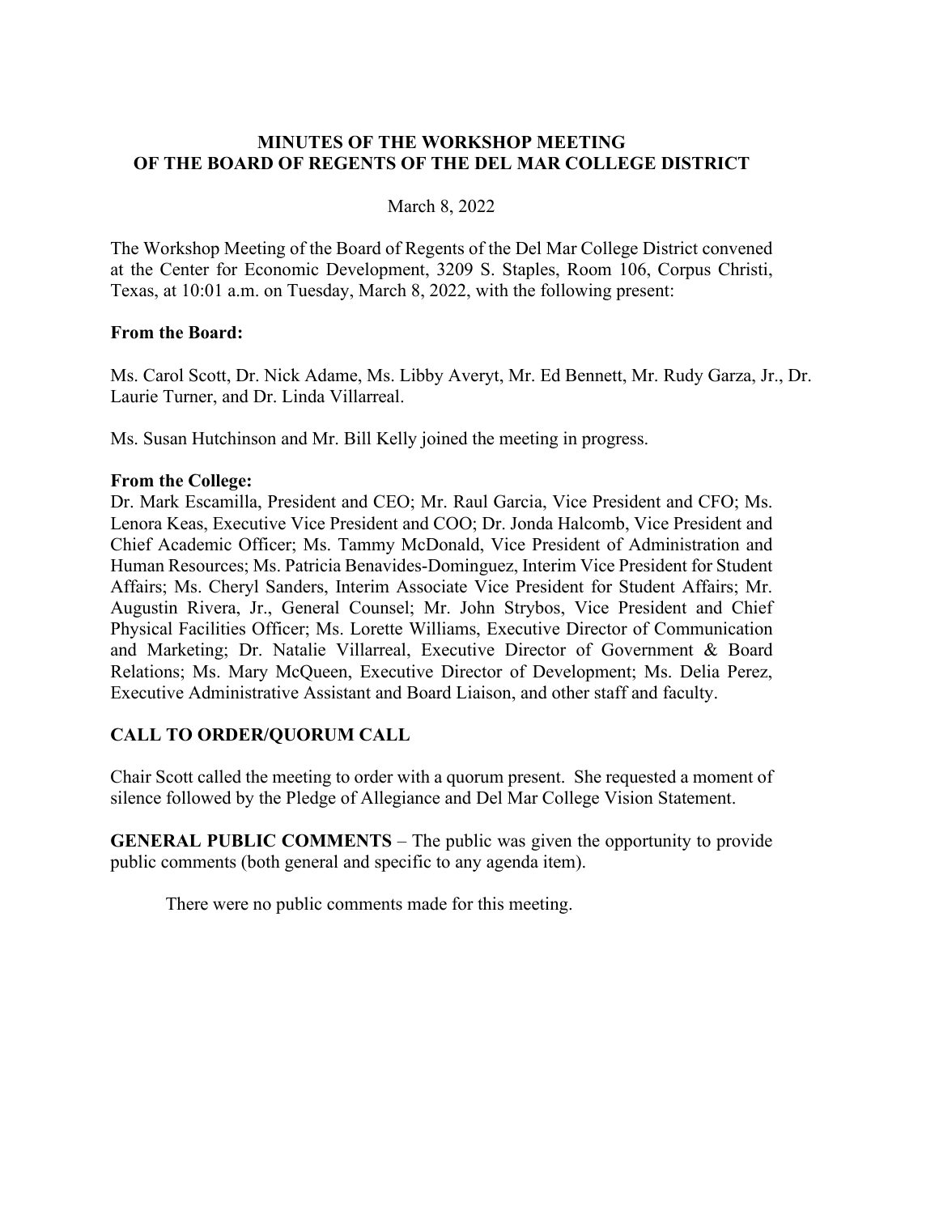**MINUTES OF THE WORKSHOP MEETING**
**OF THE BOARD OF REGENTS OF THE DEL MAR COLLEGE DISTRICT**

March 8, 2022

The Workshop Meeting of the Board of Regents of the Del Mar College District convened at the Center for Economic Development, 3209 S. Staples, Room 106, Corpus Christi, Texas, at 10:01 a.m. on Tuesday, March 8, 2022, with the following present:

**From the Board:**

Ms. Carol Scott, Dr. Nick Adame, Ms. Libby Averyt, Mr. Ed Bennett, Mr. Rudy Garza, Jr., Dr. Laurie Turner, and Dr. Linda Villarreal.

Ms. Susan Hutchinson and Mr. Bill Kelly joined the meeting in progress.

**From the College:**
Dr. Mark Escamilla, President and CEO; Mr. Raul Garcia, Vice President and CFO; Ms. Lenora Keas, Executive Vice President and COO; Dr. Jonda Halcomb, Vice President and Chief Academic Officer; Ms. Tammy McDonald, Vice President of Administration and Human Resources; Ms. Patricia Benavides-Dominguez, Interim Vice President for Student Affairs; Ms. Cheryl Sanders, Interim Associate Vice President for Student Affairs; Mr. Augustin Rivera, Jr., General Counsel; Mr. John Strybos, Vice President and Chief Physical Facilities Officer; Ms. Lorette Williams, Executive Director of Communication and Marketing; Dr. Natalie Villarreal, Executive Director of Government & Board Relations; Ms. Mary McQueen, Executive Director of Development; Ms. Delia Perez, Executive Administrative Assistant and Board Liaison, and other staff and faculty.

**CALL TO ORDER/QUORUM CALL**

Chair Scott called the meeting to order with a quorum present. She requested a moment of silence followed by the Pledge of Allegiance and Del Mar College Vision Statement.

**GENERAL PUBLIC COMMENTS** – The public was given the opportunity to provide public comments (both general and specific to any agenda item).

There were no public comments made for this meeting.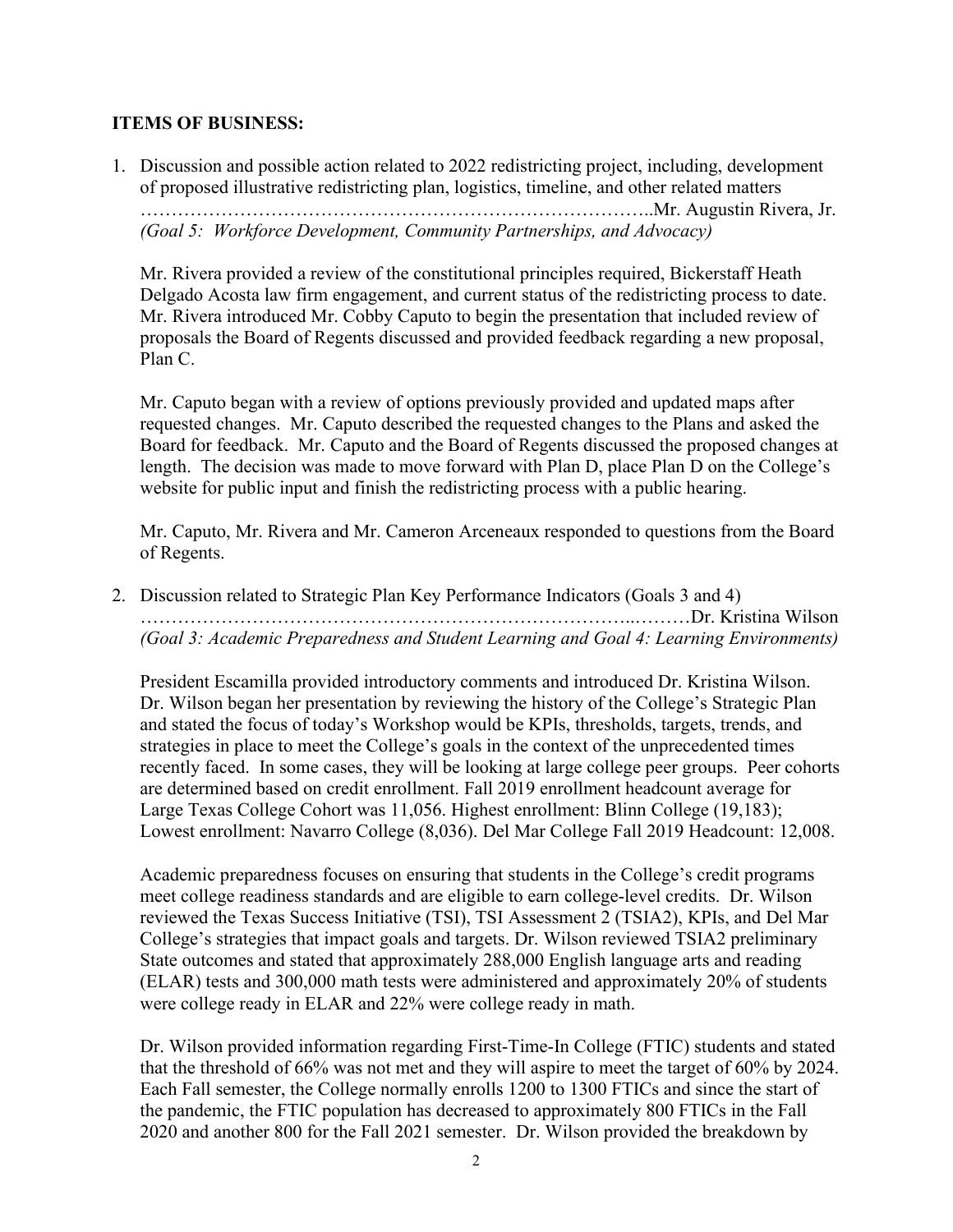**ITEMS OF BUSINESS:**

1. Discussion and possible action related to 2022 redistricting project, including, development of proposed illustrative redistricting plan, logistics, timeline, and other related matters ………………………………………………………………………..Mr. Augustin Rivera, Jr.
   *(Goal 5: Workforce Development, Community Partnerships, and Advocacy)*

   Mr. Rivera provided a review of the constitutional principles required, Bickerstaff Heath Delgado Acosta law firm engagement, and current status of the redistricting process to date. Mr. Rivera introduced Mr. Cobby Caputo to begin the presentation that included review of proposals the Board of Regents discussed and provided feedback regarding a new proposal, Plan C.

   Mr. Caputo began with a review of options previously provided and updated maps after requested changes. Mr. Caputo described the requested changes to the Plans and asked the Board for feedback. Mr. Caputo and the Board of Regents discussed the proposed changes at length. The decision was made to move forward with Plan D, place Plan D on the College's website for public input and finish the redistricting process with a public hearing.

   Mr. Caputo, Mr. Rivera and Mr. Cameron Arceneaux responded to questions from the Board of Regents.

2. Discussion related to Strategic Plan Key Performance Indicators (Goals 3 and 4) ……………………………………………………………………...………Dr. Kristina Wilson
   *(Goal 3: Academic Preparedness and Student Learning and Goal 4: Learning Environments)*

   President Escamilla provided introductory comments and introduced Dr. Kristina Wilson. Dr. Wilson began her presentation by reviewing the history of the College's Strategic Plan and stated the focus of today's Workshop would be KPIs, thresholds, targets, trends, and strategies in place to meet the College's goals in the context of the unprecedented times recently faced. In some cases, they will be looking at large college peer groups. Peer cohorts are determined based on credit enrollment. Fall 2019 enrollment headcount average for Large Texas College Cohort was 11,056. Highest enrollment: Blinn College (19,183); Lowest enrollment: Navarro College (8,036). Del Mar College Fall 2019 Headcount: 12,008.

   Academic preparedness focuses on ensuring that students in the College's credit programs meet college readiness standards and are eligible to earn college-level credits. Dr. Wilson reviewed the Texas Success Initiative (TSI), TSI Assessment 2 (TSIA2), KPIs, and Del Mar College's strategies that impact goals and targets. Dr. Wilson reviewed TSIA2 preliminary State outcomes and stated that approximately 288,000 English language arts and reading (ELAR) tests and 300,000 math tests were administered and approximately 20% of students were college ready in ELAR and 22% were college ready in math.

   Dr. Wilson provided information regarding First-Time-In College (FTIC) students and stated that the threshold of 66% was not met and they will aspire to meet the target of 60% by 2024. Each Fall semester, the College normally enrolls 1200 to 1300 FTICs and since the start of the pandemic, the FTIC population has decreased to approximately 800 FTICs in the Fall 2020 and another 800 for the Fall 2021 semester. Dr. Wilson provided the breakdown by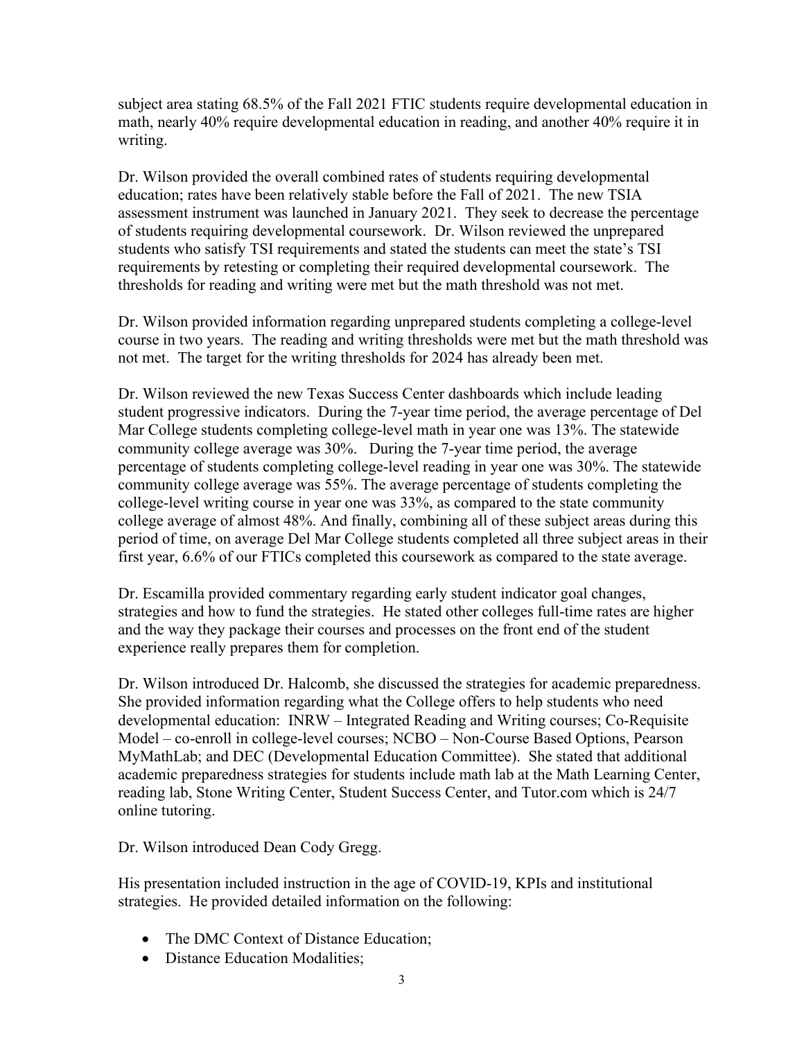subject area stating 68.5% of the Fall 2021 FTIC students require developmental education in math, nearly 40% require developmental education in reading, and another 40% require it in writing.

Dr. Wilson provided the overall combined rates of students requiring developmental education; rates have been relatively stable before the Fall of 2021. The new TSIA assessment instrument was launched in January 2021. They seek to decrease the percentage of students requiring developmental coursework. Dr. Wilson reviewed the unprepared students who satisfy TSI requirements and stated the students can meet the state's TSI requirements by retesting or completing their required developmental coursework. The thresholds for reading and writing were met but the math threshold was not met.

Dr. Wilson provided information regarding unprepared students completing a college-level course in two years. The reading and writing thresholds were met but the math threshold was not met. The target for the writing thresholds for 2024 has already been met.

Dr. Wilson reviewed the new Texas Success Center dashboards which include leading student progressive indicators. During the 7-year time period, the average percentage of Del Mar College students completing college-level math in year one was 13%. The statewide community college average was 30%. During the 7-year time period, the average percentage of students completing college-level reading in year one was 30%. The statewide community college average was 55%. The average percentage of students completing the college-level writing course in year one was 33%, as compared to the state community college average of almost 48%. And finally, combining all of these subject areas during this period of time, on average Del Mar College students completed all three subject areas in their first year, 6.6% of our FTICs completed this coursework as compared to the state average.

Dr. Escamilla provided commentary regarding early student indicator goal changes, strategies and how to fund the strategies. He stated other colleges full-time rates are higher and the way they package their courses and processes on the front end of the student experience really prepares them for completion.

Dr. Wilson introduced Dr. Halcomb, she discussed the strategies for academic preparedness. She provided information regarding what the College offers to help students who need developmental education: INRW – Integrated Reading and Writing courses; Co-Requisite Model – co-enroll in college-level courses; NCBO – Non-Course Based Options, Pearson MyMathLab; and DEC (Developmental Education Committee). She stated that additional academic preparedness strategies for students include math lab at the Math Learning Center, reading lab, Stone Writing Center, Student Success Center, and Tutor.com which is 24/7 online tutoring.

Dr. Wilson introduced Dean Cody Gregg.

His presentation included instruction in the age of COVID-19, KPIs and institutional strategies. He provided detailed information on the following:

- The DMC Context of Distance Education;
- Distance Education Modalities;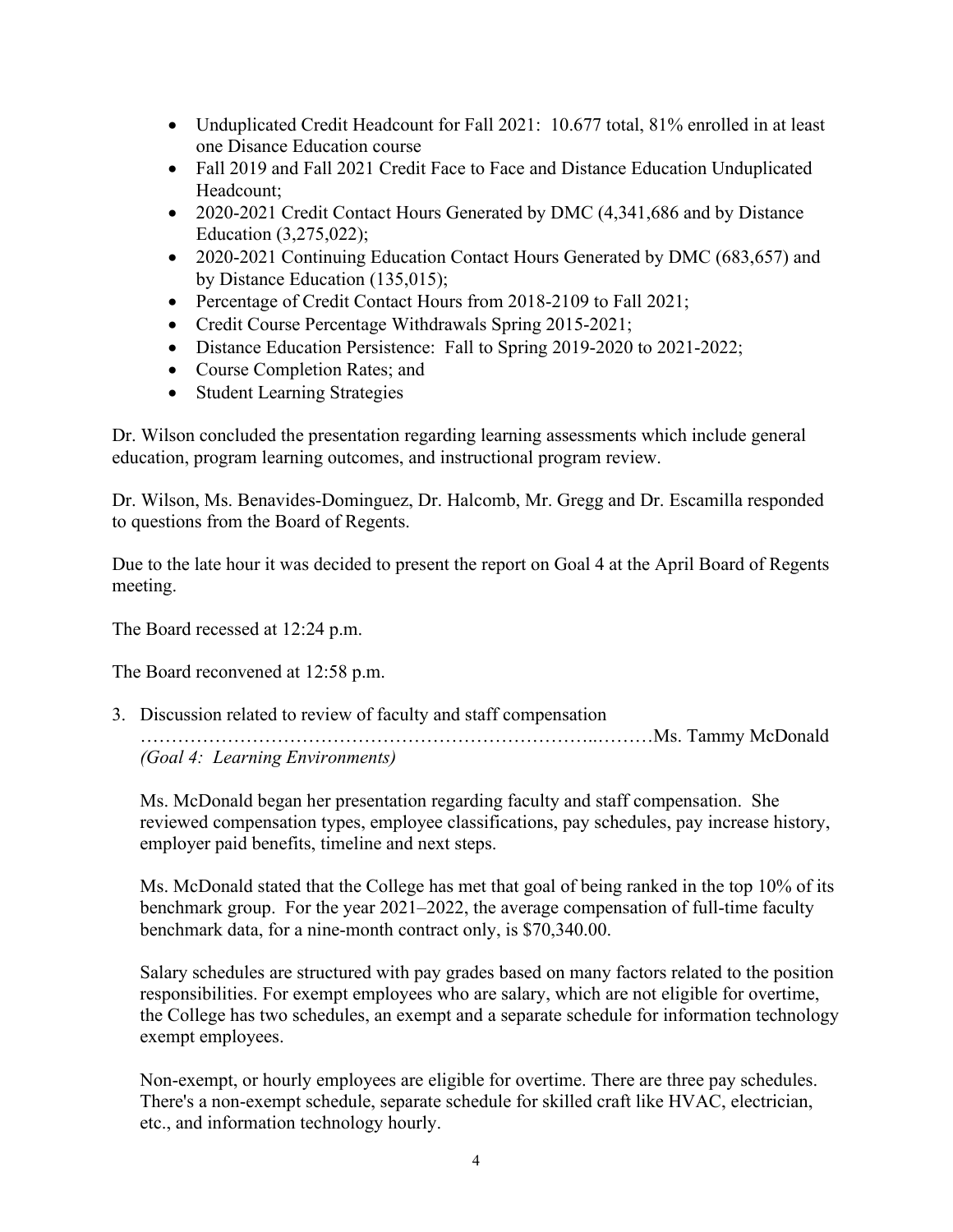- Unduplicated Credit Headcount for Fall 2021: 10.677 total, 81% enrolled in at least one Disance Education course
- Fall 2019 and Fall 2021 Credit Face to Face and Distance Education Unduplicated Headcount;
- 2020-2021 Credit Contact Hours Generated by DMC (4,341,686 and by Distance Education (3,275,022);
- 2020-2021 Continuing Education Contact Hours Generated by DMC (683,657) and by Distance Education (135,015);
- Percentage of Credit Contact Hours from 2018-2109 to Fall 2021;
- Credit Course Percentage Withdrawals Spring 2015-2021;
- Distance Education Persistence: Fall to Spring 2019-2020 to 2021-2022;
- Course Completion Rates; and
- Student Learning Strategies

Dr. Wilson concluded the presentation regarding learning assessments which include general education, program learning outcomes, and instructional program review.

Dr. Wilson, Ms. Benavides-Dominguez, Dr. Halcomb, Mr. Gregg and Dr. Escamilla responded to questions from the Board of Regents.

Due to the late hour it was decided to present the report on Goal 4 at the April Board of Regents meeting.

The Board recessed at 12:24 p.m.

The Board reconvened at 12:58 p.m.

3. Discussion related to review of faculty and staff compensation ………………………………………………………………..………Ms. Tammy McDonald
   *(Goal 4: Learning Environments)*

   Ms. McDonald began her presentation regarding faculty and staff compensation. She reviewed compensation types, employee classifications, pay schedules, pay increase history, employer paid benefits, timeline and next steps.

   Ms. McDonald stated that the College has met that goal of being ranked in the top 10% of its benchmark group. For the year 2021–2022, the average compensation of full-time faculty benchmark data, for a nine-month contract only, is $70,340.00.

   Salary schedules are structured with pay grades based on many factors related to the position responsibilities. For exempt employees who are salary, which are not eligible for overtime, the College has two schedules, an exempt and a separate schedule for information technology exempt employees.

   Non-exempt, or hourly employees are eligible for overtime. There are three pay schedules. There's a non-exempt schedule, separate schedule for skilled craft like HVAC, electrician, etc., and information technology hourly.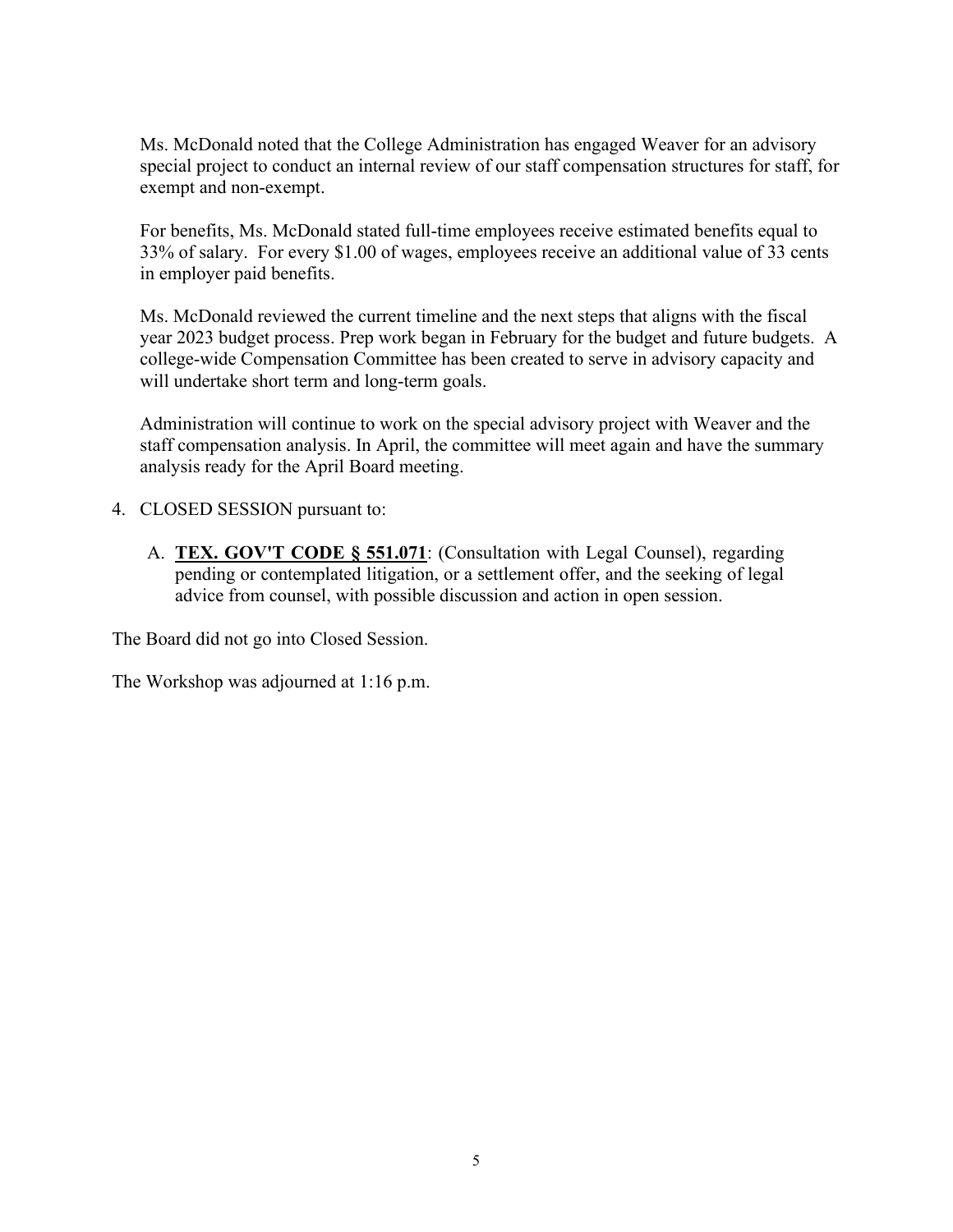Ms. McDonald noted that the College Administration has engaged Weaver for an advisory special project to conduct an internal review of our staff compensation structures for staff, for exempt and non-exempt.

For benefits, Ms. McDonald stated full-time employees receive estimated benefits equal to 33% of salary. For every $1.00 of wages, employees receive an additional value of 33 cents in employer paid benefits.

Ms. McDonald reviewed the current timeline and the next steps that aligns with the fiscal year 2023 budget process. Prep work began in February for the budget and future budgets. A college-wide Compensation Committee has been created to serve in advisory capacity and will undertake short term and long-term goals.

Administration will continue to work on the special advisory project with Weaver and the staff compensation analysis. In April, the committee will meet again and have the summary analysis ready for the April Board meeting.

4. CLOSED SESSION pursuant to:

   A. **TEX. GOV'T CODE § 551.071**: (Consultation with Legal Counsel), regarding pending or contemplated litigation, or a settlement offer, and the seeking of legal advice from counsel, with possible discussion and action in open session.

The Board did not go into Closed Session.

The Workshop was adjourned at 1:16 p.m.